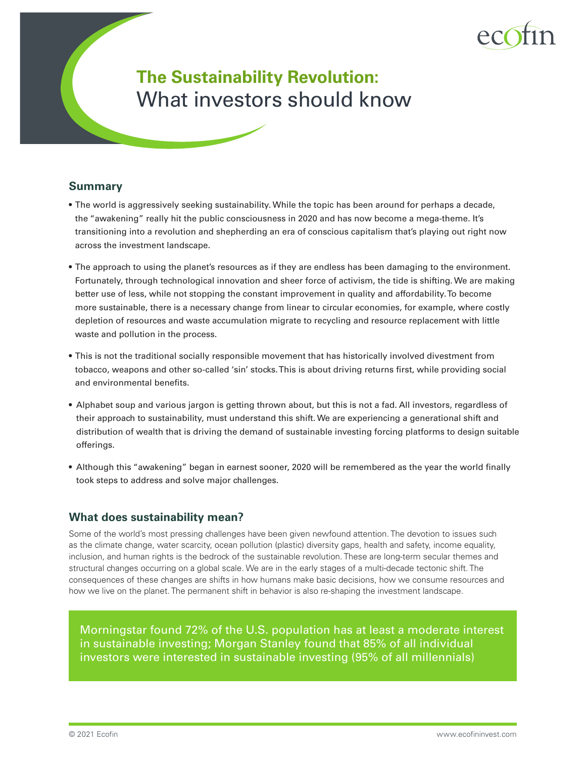# The Sustainability Revolution: What investors should know

## Summary

- The world is aggressively seeking sustainability. While the topic has been around for perhaps a decade, the "awakening" really hit the public consciousness in 2020 and has now become a mega-theme. It's transitioning into a revolution and shepherding an era of conscious capitalism that's playing out right now across the investment landscape.
- The approach to using the planet's resources as if they are endless has been damaging to the environment. Fortunately, through technological innovation and sheer force of activism, the tide is shifting. We are making better use of less, while not stopping the constant improvement in quality and affordability. To become more sustainable, there is a necessary change from linear to circular economies, for example, where costly depletion of resources and waste accumulation migrate to recycling and resource replacement with little waste and pollution in the process.
- This is not the traditional socially responsible movement that has historically involved divestment from tobacco, weapons and other so-called 'sin' stocks. This is about driving returns first, while providing social and environmental benefits.
- Alphabet soup and various jargon is getting thrown about, but this is not a fad. All investors, regardless of their approach to sustainability, must understand this shift. We are experiencing a generational shift and distribution of wealth that is driving the demand of sustainable investing forcing platforms to design suitable offerings.
- Although this "awakening" began in earnest sooner, 2020 will be remembered as the year the world finally took steps to address and solve major challenges.

## What does sustainability mean?

Some of the world's most pressing challenges have been given newfound attention. The devotion to issues such as the climate change, water scarcity, ocean pollution (plastic) diversity gaps, health and safety, income equality, inclusion, and human rights is the bedrock of the sustainable revolution. These are long-term secular themes and structural changes occurring on a global scale. We are in the early stages of a multi-decade tectonic shift. The consequences of these changes are shifts in how humans make basic decisions, how we consume resources and how we live on the planet. The permanent shift in behavior is also re-shaping the investment landscape.

> Morningstar found 72% of the U.S. population has at least a moderate interest in sustainable investing; Morgan Stanley found that 85% of all individual investors were interested in sustainable investing (95% of all millennials)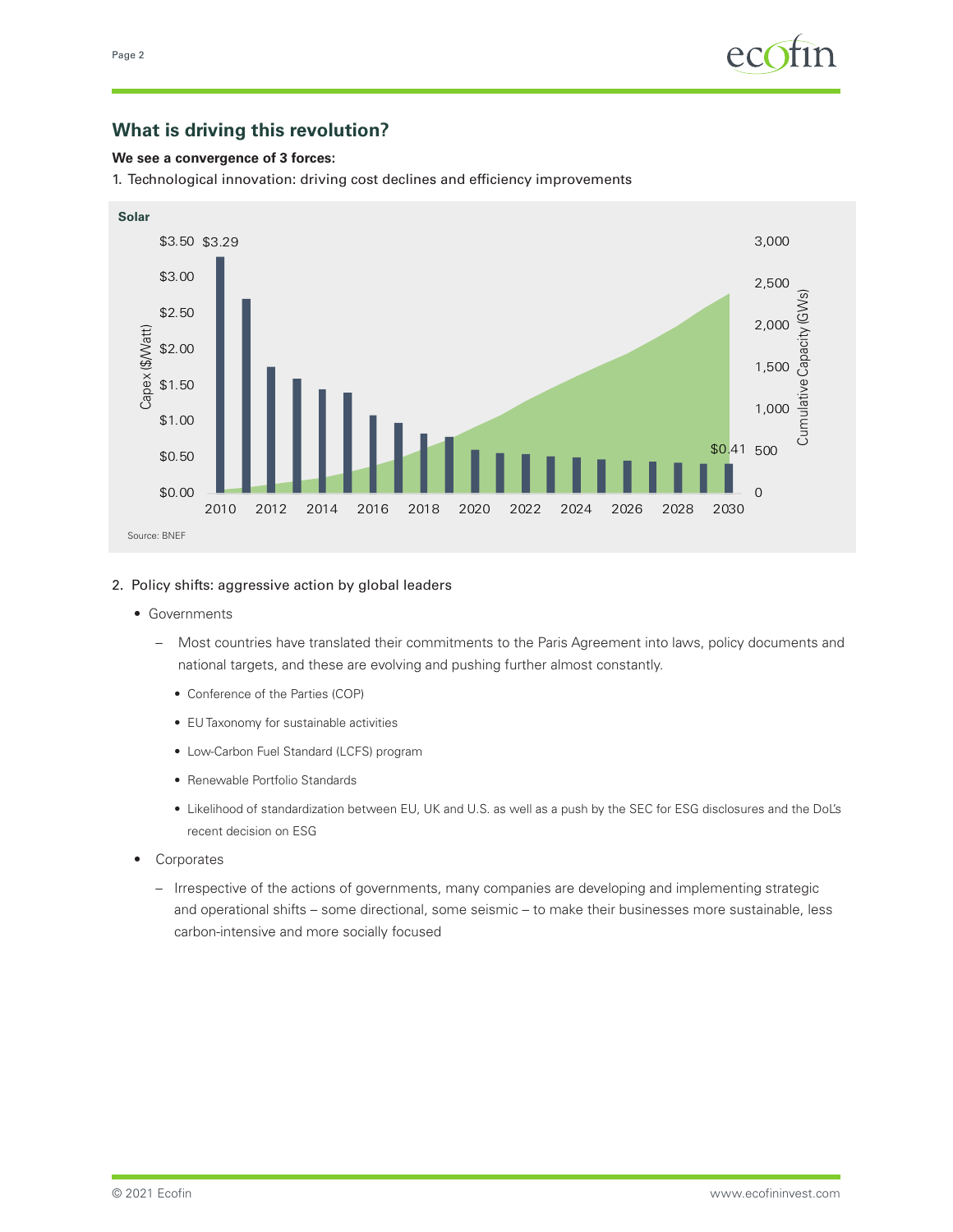## What is driving this revolution?

**We see a convergence of 3 forces:**

1. Technological innovation: driving cost declines and efficiency improvements

**Solar**

Source: BNEF

2. Policy shifts: aggressive action by global leaders

- Governments
  - Most countries have translated their commitments to the Paris Agreement into laws, policy documents and national targets, and these are evolving and pushing further almost constantly.
    - Conference of the Parties (COP)
    - EU Taxonomy for sustainable activities
    - Low-Carbon Fuel Standard (LCFS) program
    - Renewable Portfolio Standards
    - Likelihood of standardization between EU, UK and U.S. as well as a push by the SEC for ESG disclosures and the DoL's recent decision on ESG
- Corporates
  - Irrespective of the actions of governments, many companies are developing and implementing strategic and operational shifts – some directional, some seismic – to make their businesses more sustainable, less carbon-intensive and more socially focused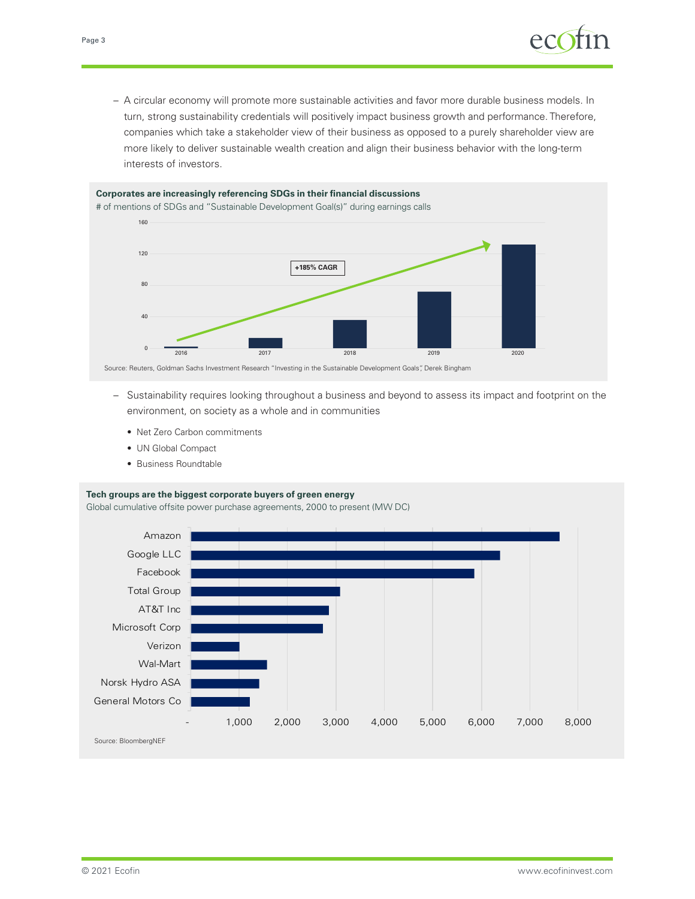– A circular economy will promote more sustainable activities and favor more durable business models. In turn, strong sustainability credentials will positively impact business growth and performance. Therefore, companies which take a stakeholder view of their business as opposed to a purely shareholder view are more likely to deliver sustainable wealth creation and align their business behavior with the long-term interests of investors.

**Corporates are increasingly referencing SDGs in their financial discussions**
# of mentions of SDGs and "Sustainable Development Goal(s)" during earnings calls

+185% CAGR

Source: Reuters, Goldman Sachs Investment Research "Investing in the Sustainable Development Goals", Derek Bingham

– Sustainability requires looking throughout a business and beyond to assess its impact and footprint on the environment, on society as a whole and in communities

- Net Zero Carbon commitments
- UN Global Compact
- Business Roundtable

**Tech groups are the biggest corporate buyers of green energy**
Global cumulative offsite power purchase agreements, 2000 to present (MW DC)

Source: BloombergNEF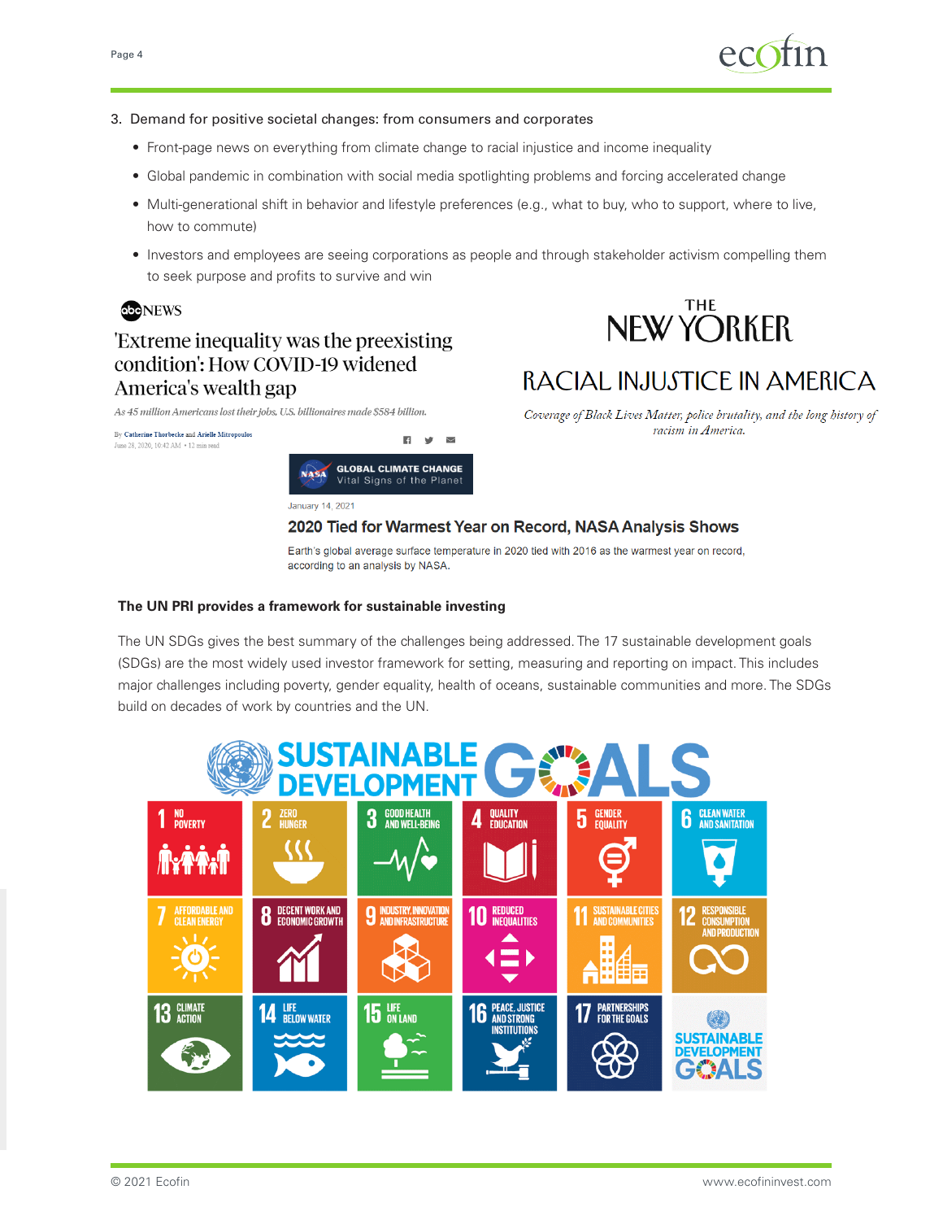3. Demand for positive societal changes: from consumers and corporates

- Front-page news on everything from climate change to racial injustice and income inequality
- Global pandemic in combination with social media spotlighting problems and forcing accelerated change
- Multi-generational shift in behavior and lifestyle preferences (e.g., what to buy, who to support, where to live, how to commute)
- Investors and employees are seeing corporations as people and through stakeholder activism compelling them to seek purpose and profits to survive and win

abc NEWS

'Extreme inequality was the preexisting condition': How COVID-19 widened America's wealth gap

*As 45 million Americans lost their jobs, U.S. billionaires made $584 billion.*

By Catherine Thorbecke and Arielle Mitropoulos
June 28, 2020, 10:42 AM • 12 min read

THE NEW YORKER

RACIAL INJUSTICE IN AMERICA

*Coverage of Black Lives Matter, police brutality, and the long history of racism in America.*

NASA GLOBAL CLIMATE CHANGE Vital Signs of the Planet

January 14, 2021

2020 Tied for Warmest Year on Record, NASA Analysis Shows

Earth's global average surface temperature in 2020 tied with 2016 as the warmest year on record, according to an analysis by NASA.

**The UN PRI provides a framework for sustainable investing**

The UN SDGs gives the best summary of the challenges being addressed. The 17 sustainable development goals (SDGs) are the most widely used investor framework for setting, measuring and reporting on impact. This includes major challenges including poverty, gender equality, health of oceans, sustainable communities and more. The SDGs build on decades of work by countries and the UN.

SUSTAINABLE DEVELOPMENT GOALS

1 NO POVERTY
2 ZERO HUNGER
3 GOOD HEALTH AND WELL-BEING
4 QUALITY EDUCATION
5 GENDER EQUALITY
6 CLEAN WATER AND SANITATION
7 AFFORDABLE AND CLEAN ENERGY
8 DECENT WORK AND ECONOMIC GROWTH
9 INDUSTRY, INNOVATION AND INFRASTRUCTURE
10 REDUCED INEQUALITIES
11 SUSTAINABLE CITIES AND COMMUNITIES
12 RESPONSIBLE CONSUMPTION AND PRODUCTION
13 CLIMATE ACTION
14 LIFE BELOW WATER
15 LIFE ON LAND
16 PEACE, JUSTICE AND STRONG INSTITUTIONS
17 PARTNERSHIPS FOR THE GOALS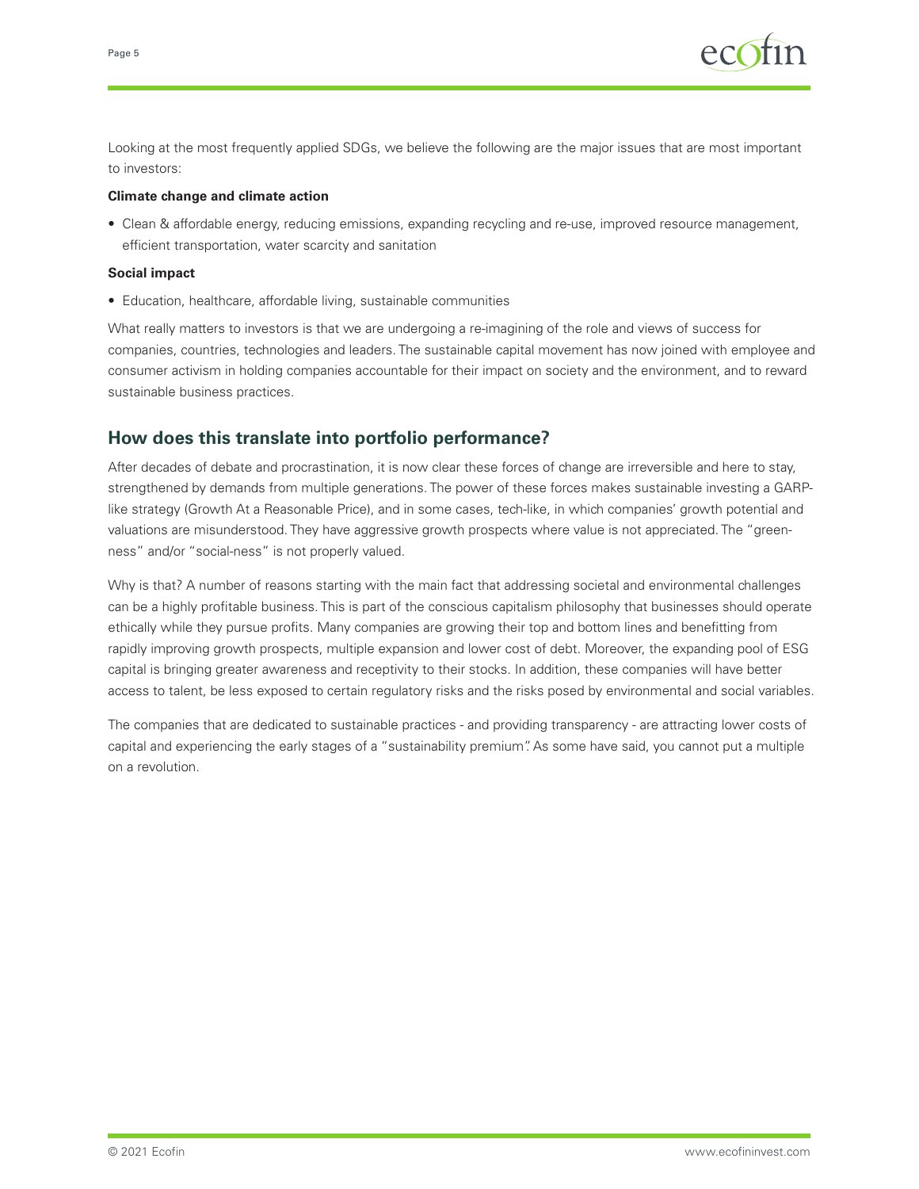Looking at the most frequently applied SDGs, we believe the following are the major issues that are most important to investors:

**Climate change and climate action**

- Clean & affordable energy, reducing emissions, expanding recycling and re-use, improved resource management, efficient transportation, water scarcity and sanitation

**Social impact**

- Education, healthcare, affordable living, sustainable communities

What really matters to investors is that we are undergoing a re-imagining of the role and views of success for companies, countries, technologies and leaders. The sustainable capital movement has now joined with employee and consumer activism in holding companies accountable for their impact on society and the environment, and to reward sustainable business practices.

## How does this translate into portfolio performance?

After decades of debate and procrastination, it is now clear these forces of change are irreversible and here to stay, strengthened by demands from multiple generations. The power of these forces makes sustainable investing a GARP-like strategy (Growth At a Reasonable Price), and in some cases, tech-like, in which companies' growth potential and valuations are misunderstood. They have aggressive growth prospects where value is not appreciated. The "green-ness" and/or "social-ness" is not properly valued.

Why is that? A number of reasons starting with the main fact that addressing societal and environmental challenges can be a highly profitable business. This is part of the conscious capitalism philosophy that businesses should operate ethically while they pursue profits. Many companies are growing their top and bottom lines and benefitting from rapidly improving growth prospects, multiple expansion and lower cost of debt. Moreover, the expanding pool of ESG capital is bringing greater awareness and receptivity to their stocks. In addition, these companies will have better access to talent, be less exposed to certain regulatory risks and the risks posed by environmental and social variables.

The companies that are dedicated to sustainable practices - and providing transparency - are attracting lower costs of capital and experiencing the early stages of a "sustainability premium". As some have said, you cannot put a multiple on a revolution.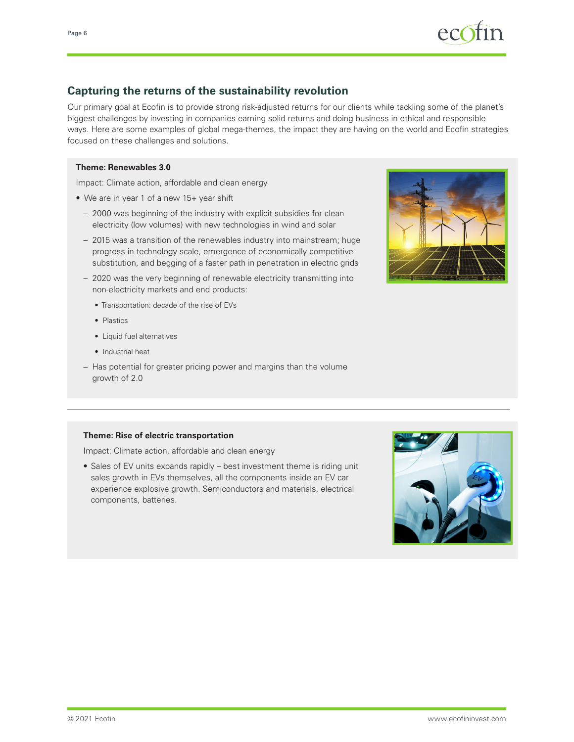## Capturing the returns of the sustainability revolution

Our primary goal at Ecofin is to provide strong risk-adjusted returns for our clients while tackling some of the planet's biggest challenges by investing in companies earning solid returns and doing business in ethical and responsible ways. Here are some examples of global mega-themes, the impact they are having on the world and Ecofin strategies focused on these challenges and solutions.

**Theme: Renewables 3.0**

Impact: Climate action, affordable and clean energy

- We are in year 1 of a new 15+ year shift
  - 2000 was beginning of the industry with explicit subsidies for clean electricity (low volumes) with new technologies in wind and solar
  - 2015 was a transition of the renewables industry into mainstream; huge progress in technology scale, emergence of economically competitive substitution, and begging of a faster path in penetration in electric grids
  - 2020 was the very beginning of renewable electricity transmitting into non-electricity markets and end products:
    - Transportation: decade of the rise of EVs
    - Plastics
    - Liquid fuel alternatives
    - Industrial heat
  - Has potential for greater pricing power and margins than the volume growth of 2.0

---

**Theme: Rise of electric transportation**

Impact: Climate action, affordable and clean energy

- Sales of EV units expands rapidly – best investment theme is riding unit sales growth in EVs themselves, all the components inside an EV car experience explosive growth. Semiconductors and materials, electrical components, batteries.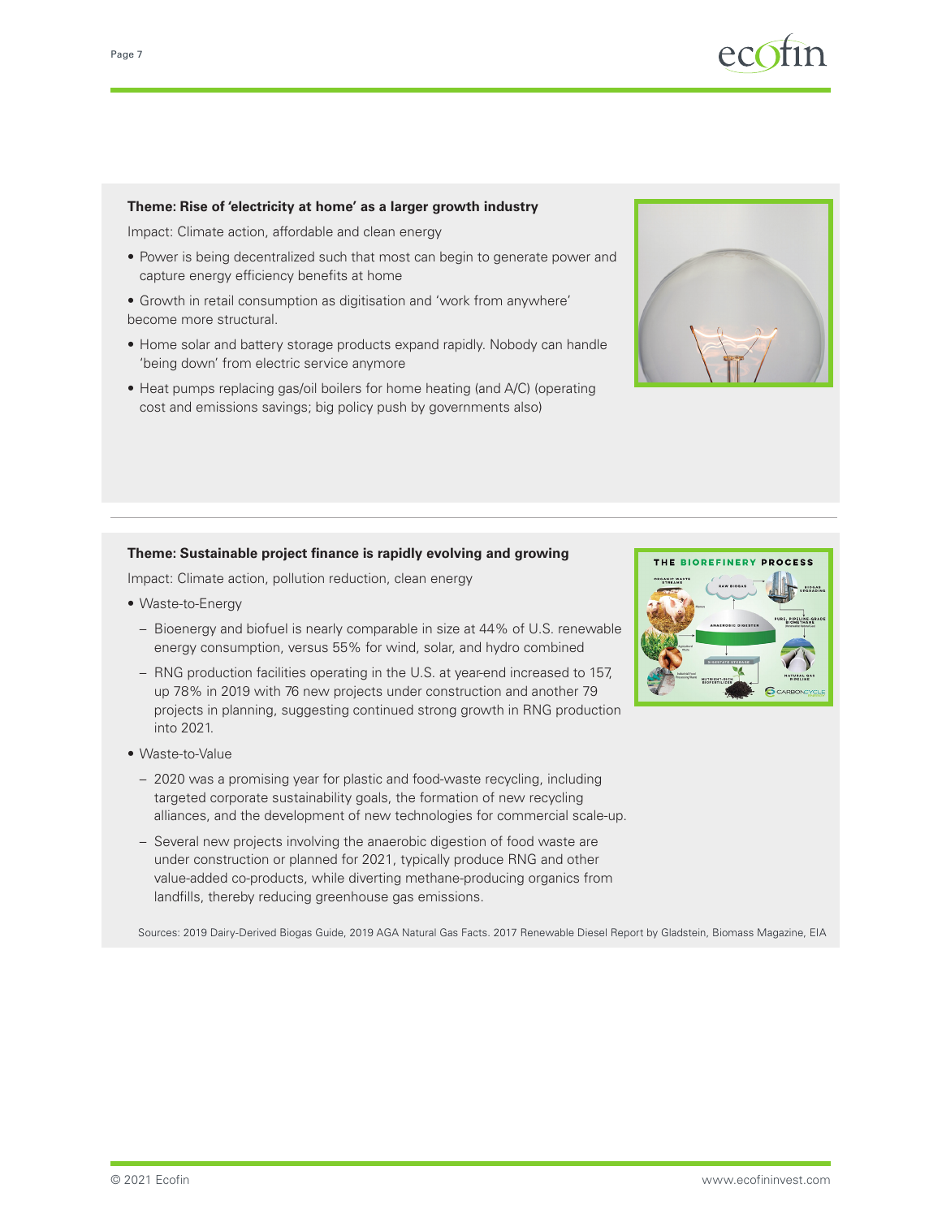**Theme: Rise of 'electricity at home' as a larger growth industry**

Impact: Climate action, affordable and clean energy

- Power is being decentralized such that most can begin to generate power and capture energy efficiency benefits at home
- Growth in retail consumption as digitisation and 'work from anywhere' become more structural.
- Home solar and battery storage products expand rapidly. Nobody can handle 'being down' from electric service anymore
- Heat pumps replacing gas/oil boilers for home heating (and A/C) (operating cost and emissions savings; big policy push by governments also)

---

**Theme: Sustainable project finance is rapidly evolving and growing**

Impact: Climate action, pollution reduction, clean energy

- Waste-to-Energy
  - Bioenergy and biofuel is nearly comparable in size at 44% of U.S. renewable energy consumption, versus 55% for wind, solar, and hydro combined
  - RNG production facilities operating in the U.S. at year-end increased to 157, up 78% in 2019 with 76 new projects under construction and another 79 projects in planning, suggesting continued strong growth in RNG production into 2021.
- Waste-to-Value
  - 2020 was a promising year for plastic and food-waste recycling, including targeted corporate sustainability goals, the formation of new recycling alliances, and the development of new technologies for commercial scale-up.
  - Several new projects involving the anaerobic digestion of food waste are under construction or planned for 2021, typically produce RNG and other value-added co-products, while diverting methane-producing organics from landfills, thereby reducing greenhouse gas emissions.

Sources: 2019 Dairy-Derived Biogas Guide, 2019 AGA Natural Gas Facts. 2017 Renewable Diesel Report by Gladstein, Biomass Magazine, EIA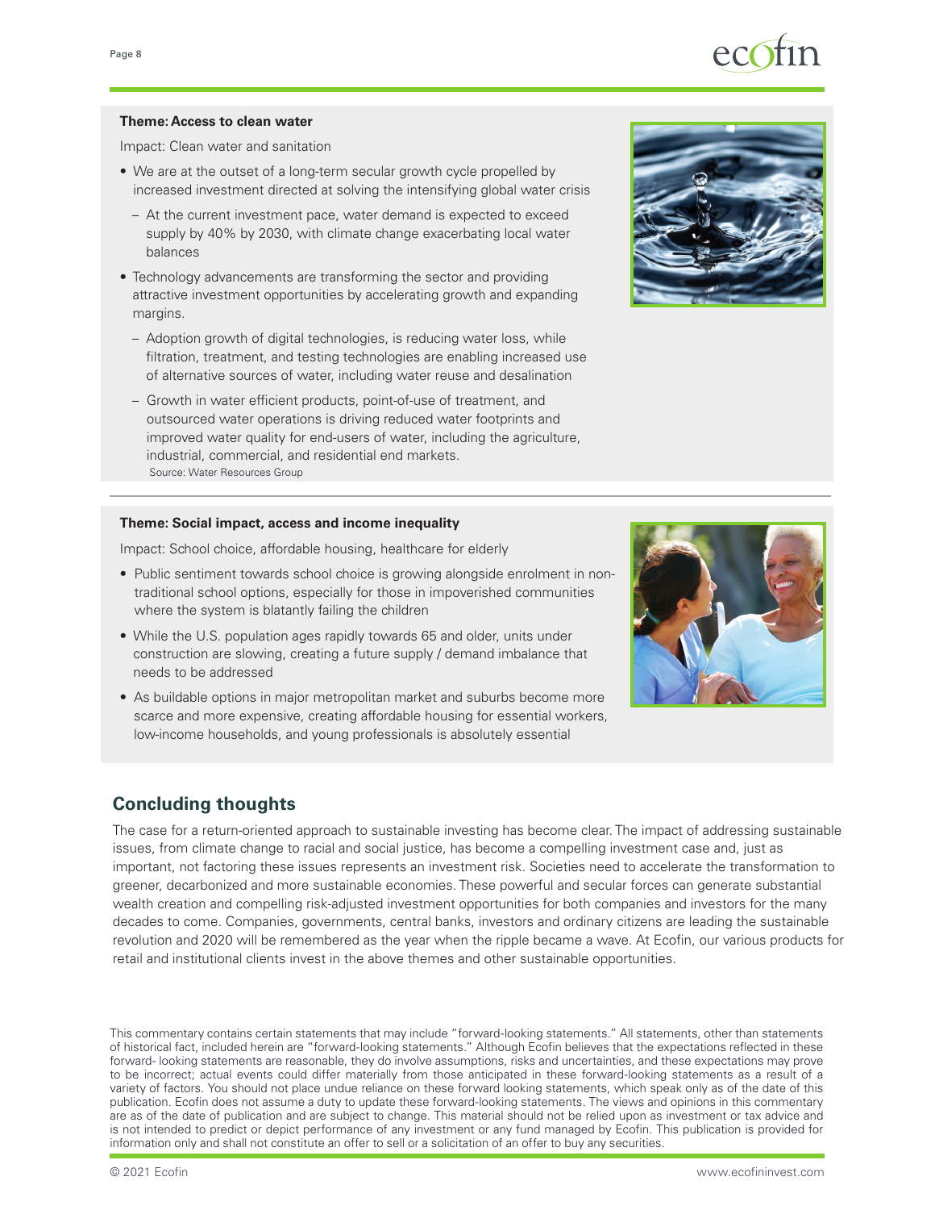**Theme: Access to clean water**

Impact: Clean water and sanitation

- We are at the outset of a long-term secular growth cycle propelled by increased investment directed at solving the intensifying global water crisis
  - At the current investment pace, water demand is expected to exceed supply by 40% by 2030, with climate change exacerbating local water balances
- Technology advancements are transforming the sector and providing attractive investment opportunities by accelerating growth and expanding margins.
  - Adoption growth of digital technologies, is reducing water loss, while filtration, treatment, and testing technologies are enabling increased use of alternative sources of water, including water reuse and desalination
  - Growth in water efficient products, point-of-use of treatment, and outsourced water operations is driving reduced water footprints and improved water quality for end-users of water, including the agriculture, industrial, commercial, and residential end markets.

Source: Water Resources Group

**Theme: Social impact, access and income inequality**

Impact: School choice, affordable housing, healthcare for elderly

- Public sentiment towards school choice is growing alongside enrolment in non-traditional school options, especially for those in impoverished communities where the system is blatantly failing the children
- While the U.S. population ages rapidly towards 65 and older, units under construction are slowing, creating a future supply / demand imbalance that needs to be addressed
- As buildable options in major metropolitan market and suburbs become more scarce and more expensive, creating affordable housing for essential workers, low-income households, and young professionals is absolutely essential

## Concluding thoughts

The case for a return-oriented approach to sustainable investing has become clear. The impact of addressing sustainable issues, from climate change to racial and social justice, has become a compelling investment case and, just as important, not factoring these issues represents an investment risk. Societies need to accelerate the transformation to greener, decarbonized and more sustainable economies. These powerful and secular forces can generate substantial wealth creation and compelling risk-adjusted investment opportunities for both companies and investors for the many decades to come. Companies, governments, central banks, investors and ordinary citizens are leading the sustainable revolution and 2020 will be remembered as the year when the ripple became a wave. At Ecofin, our various products for retail and institutional clients invest in the above themes and other sustainable opportunities.

This commentary contains certain statements that may include "forward-looking statements." All statements, other than statements of historical fact, included herein are "forward-looking statements." Although Ecofin believes that the expectations reflected in these forward- looking statements are reasonable, they do involve assumptions, risks and uncertainties, and these expectations may prove to be incorrect; actual events could differ materially from those anticipated in these forward-looking statements as a result of a variety of factors. You should not place undue reliance on these forward looking statements, which speak only as of the date of this publication. Ecofin does not assume a duty to update these forward-looking statements. The views and opinions in this commentary are as of the date of publication and are subject to change. This material should not be relied upon as investment or tax advice and is not intended to predict or depict performance of any investment or any fund managed by Ecofin. This publication is provided for information only and shall not constitute an offer to sell or a solicitation of an offer to buy any securities.

© 2021 Ecofin

www.ecofininvest.com